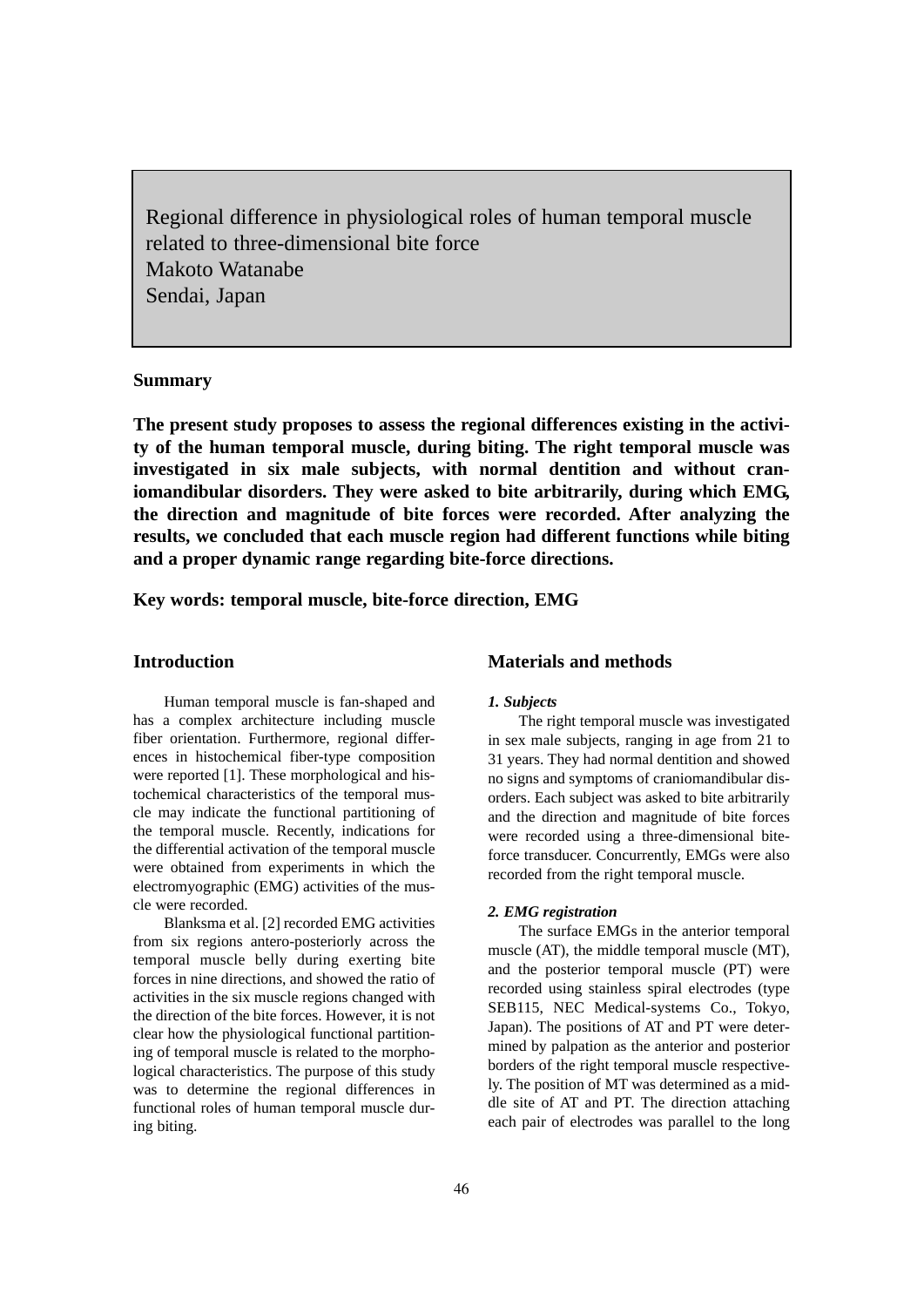# Regional difference in physiological roles of human temporal muscle related to three-dimensional bite force

Makoto Watanabe

Sendai, Japan

## Summary

**The present study proposes to assess the regional differences existing in the activity of the human temporal muscle, during biting. The right temporal muscle was investigated in six male subjects, with normal dentition and without craniomandibular disorders. They were asked to bite arbitrarily, during which EMG, the direction and magnitude of bite forces were recorded. After analyzing the results, we concluded that each muscle region had different functions while biting and a proper dynamic range regarding bite-force directions.**

**Key words: temporal muscle, bite-force direction, EMG**

## Introduction

Human temporal muscle is fan-shaped and has a complex architecture including muscle fiber orientation. Furthermore, regional differences in histochemical fiber-type composition were reported [1]. These morphological and histochemical characteristics of the temporal muscle may indicate the functional partitioning of the temporal muscle. Recently, indications for the differential activation of the temporal muscle were obtained from experiments in which the electromyographic (EMG) activities of the muscle were recorded.

Blanksma et al. [2] recorded EMG activities from six regions antero-posteriorly across the temporal muscle belly during exerting bite forces in nine directions, and showed the ratio of activities in the six muscle regions changed with the direction of the bite forces. However, it is not clear how the physiological functional partitioning of temporal muscle is related to the morphological characteristics. The purpose of this study was to determine the regional differences in functional roles of human temporal muscle during biting.

## Materials and methods

### *1. Subjects*

The right temporal muscle was investigated in sex male subjects, ranging in age from 21 to 31 years. They had normal dentition and showed no signs and symptoms of craniomandibular disorders. Each subject was asked to bite arbitrarily and the direction and magnitude of bite forces were recorded using a three-dimensional bite-force transducer. Concurrently, EMGs were also recorded from the right temporal muscle.

### *2. EMG registration*

The surface EMGs in the anterior temporal muscle (AT), the middle temporal muscle (MT), and the posterior temporal muscle (PT) were recorded using stainless spiral electrodes (type SEB115, NEC Medical-systems Co., Tokyo, Japan). The positions of AT and PT were determined by palpation as the anterior and posterior borders of the right temporal muscle respectively. The position of MT was determined as a middle site of AT and PT. The direction attaching each pair of electrodes was parallel to the long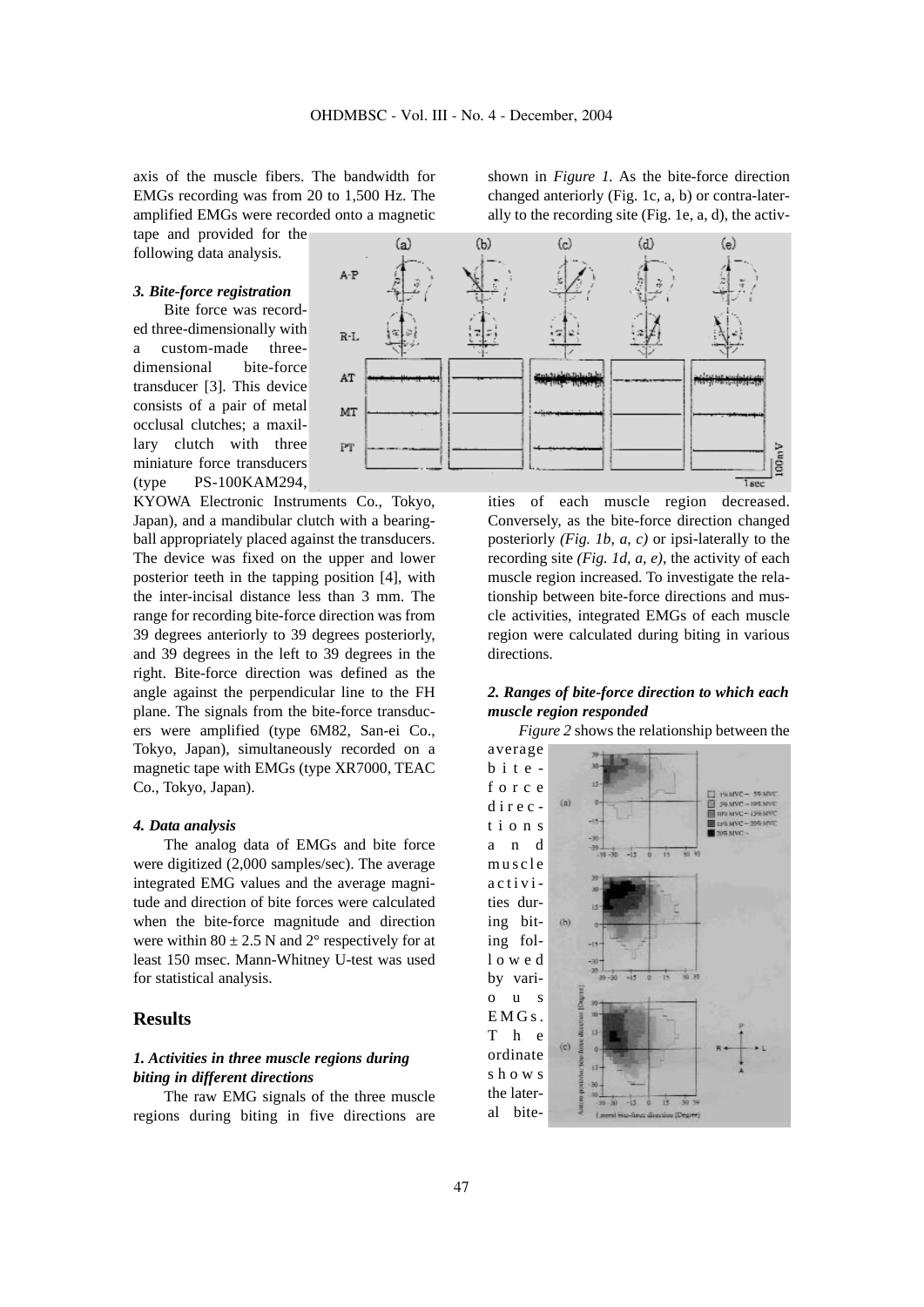axis of the muscle fibers. The bandwidth for EMGs recording was from 20 to 1,500 Hz. The amplified EMGs were recorded onto a magnetic tape and provided for the following data analysis.

### *3. Bite-force registration*

Bite force was recorded three-dimensionally with a custom-made three-dimensional bite-force transducer [3]. This device consists of a pair of metal occlusal clutches; a maxillary clutch with three miniature force transducers (type PS-100KAM294, KYOWA Electronic Instruments Co., Tokyo, Japan), and a mandibular clutch with a bearing-ball appropriately placed against the transducers. The device was fixed on the upper and lower posterior teeth in the tapping position [4], with the inter-incisal distance less than 3 mm. The range for recording bite-force direction was from 39 degrees anteriorly to 39 degrees posteriorly, and 39 degrees in the left to 39 degrees in the right. Bite-force direction was defined as the angle against the perpendicular line to the FH plane. The signals from the bite-force transducers were amplified (type 6M82, San-ei Co., Tokyo, Japan), simultaneously recorded on a magnetic tape with EMGs (type XR7000, TEAC Co., Tokyo, Japan).

### *4. Data analysis*

The analog data of EMGs and bite force were digitized (2,000 samples/sec). The average integrated EMG values and the average magnitude and direction of bite forces were calculated when the bite-force magnitude and direction were within $80 \pm 2.5$ N and 2° respectively for at least 150 msec. Mann-Whitney U-test was used for statistical analysis.

## Results

### *1. Activities in three muscle regions during biting in different directions*

The raw EMG signals of the three muscle regions during biting in five directions are shown in *Figure 1.* As the bite-force direction changed anteriorly (Fig. 1c, a, b) or contra-laterally to the recording site (Fig. 1e, a, d), the activities of each muscle region decreased. Conversely, as the bite-force direction changed posteriorly *(Fig. 1b, a, c)* or ipsi-laterally to the recording site *(Fig. 1d, a, e)*, the activity of each muscle region increased. To investigate the relationship between bite-force directions and muscle activities, integrated EMGs of each muscle region were calculated during biting in various directions.

### *2. Ranges of bite-force direction to which each muscle region responded*

*Figure 2* shows the relationship between the average bite-force directions and muscle activities during biting followed by various EMGs. The ordinate shows the lateral bite-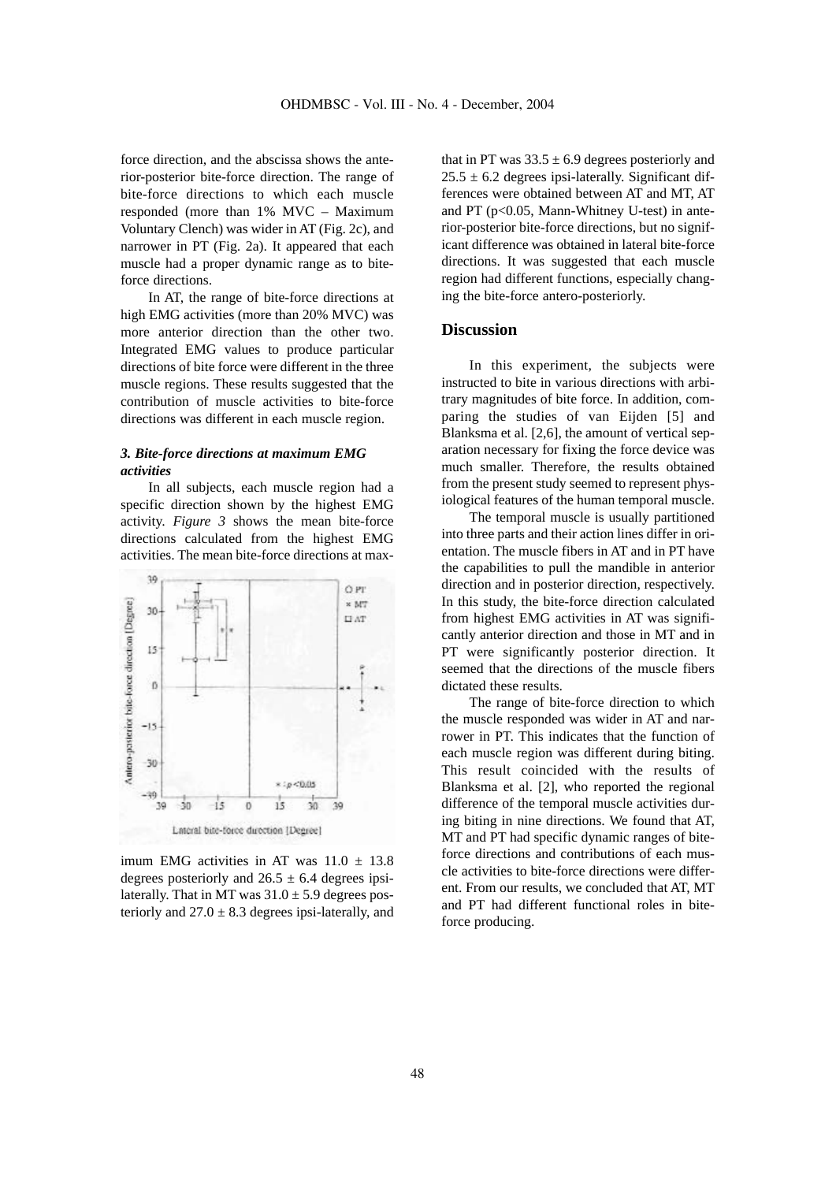force direction, and the abscissa shows the anterior-posterior bite-force direction. The range of bite-force directions to which each muscle responded (more than 1% MVC – Maximum Voluntary Clench) was wider in AT (Fig. 2c), and narrower in PT (Fig. 2a). It appeared that each muscle had a proper dynamic range as to bite-force directions.

In AT, the range of bite-force directions at high EMG activities (more than 20% MVC) was more anterior direction than the other two. Integrated EMG values to produce particular directions of bite force were different in the three muscle regions. These results suggested that the contribution of muscle activities to bite-force directions was different in each muscle region.

### *3. Bite-force directions at maximum EMG activities*

In all subjects, each muscle region had a specific direction shown by the highest EMG activity. *Figure 3* shows the mean bite-force directions calculated from the highest EMG activities. The mean bite-force directions at maximum EMG activities in AT was $11.0 \pm 13.8$ degrees posteriorly and $26.5 \pm 6.4$ degrees ipsi-laterally. That in MT was $31.0 \pm 5.9$ degrees posteriorly and $27.0 \pm 8.3$ degrees ipsi-laterally, and that in PT was $33.5 \pm 6.9$ degrees posteriorly and $25.5 \pm 6.2$ degrees ipsi-laterally. Significant differences were obtained between AT and MT, AT and PT ($p<0.05$, Mann-Whitney U-test) in anterior-posterior bite-force directions, but no significant difference was obtained in lateral bite-force directions. It was suggested that each muscle region had different functions, especially changing the bite-force antero-posteriorly.

## Discussion

In this experiment, the subjects were instructed to bite in various directions with arbitrary magnitudes of bite force. In addition, comparing the studies of van Eijden [5] and Blanksma et al. [2,6], the amount of vertical separation necessary for fixing the force device was much smaller. Therefore, the results obtained from the present study seemed to represent physiological features of the human temporal muscle.

The temporal muscle is usually partitioned into three parts and their action lines differ in orientation. The muscle fibers in AT and in PT have the capabilities to pull the mandible in anterior direction and in posterior direction, respectively. In this study, the bite-force direction calculated from highest EMG activities in AT was significantly anterior direction and those in MT and in PT were significantly posterior direction. It seemed that the directions of the muscle fibers dictated these results.

The range of bite-force direction to which the muscle responded was wider in AT and narrower in PT. This indicates that the function of each muscle region was different during biting. This result coincided with the results of Blanksma et al. [2], who reported the regional difference of the temporal muscle activities during biting in nine directions. We found that AT, MT and PT had specific dynamic ranges of bite-force directions and contributions of each muscle activities to bite-force directions were different. From our results, we concluded that AT, MT and PT had different functional roles in bite-force producing.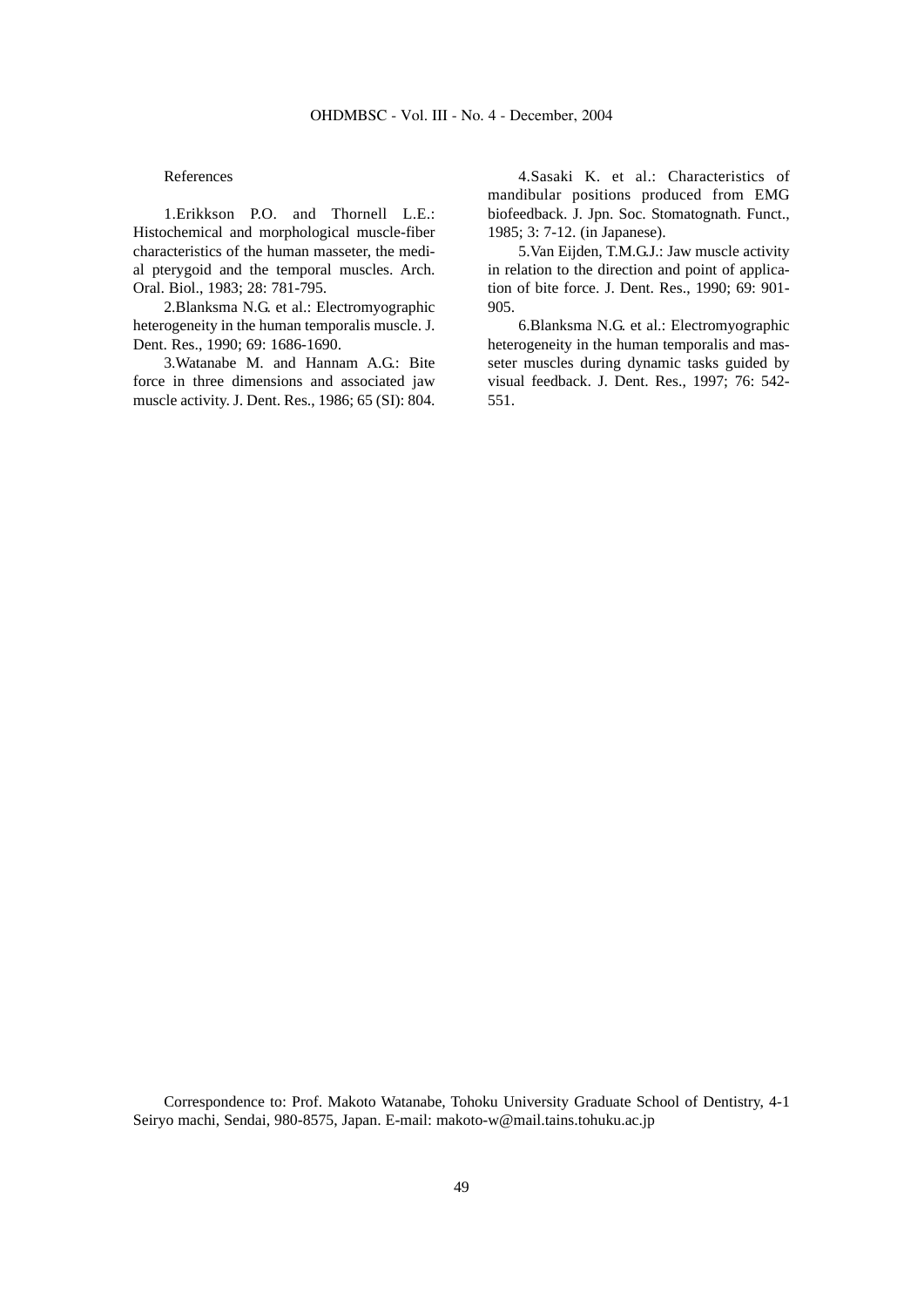## References

1.Erikkson P.O. and Thornell L.E.: Histochemical and morphological muscle-fiber characteristics of the human masseter, the medial pterygoid and the temporal muscles. Arch. Oral. Biol., 1983; 28: 781-795.

2.Blanksma N.G. et al.: Electromyographic heterogeneity in the human temporalis muscle. J. Dent. Res., 1990; 69: 1686-1690.

3.Watanabe M. and Hannam A.G.: Bite force in three dimensions and associated jaw muscle activity. J. Dent. Res., 1986; 65 (SI): 804.

4.Sasaki K. et al.: Characteristics of mandibular positions produced from EMG biofeedback. J. Jpn. Soc. Stomatognath. Funct., 1985; 3: 7-12. (in Japanese).

5.Van Eijden, T.M.G.J.: Jaw muscle activity in relation to the direction and point of application of bite force. J. Dent. Res., 1990; 69: 901-905.

6.Blanksma N.G. et al.: Electromyographic heterogeneity in the human temporalis and masseter muscles during dynamic tasks guided by visual feedback. J. Dent. Res., 1997; 76: 542-551.

Correspondence to: Prof. Makoto Watanabe, Tohoku University Graduate School of Dentistry, 4-1 Seiryo machi, Sendai, 980-8575, Japan. E-mail: makoto-w@mail.tains.tohoku.ac.jp